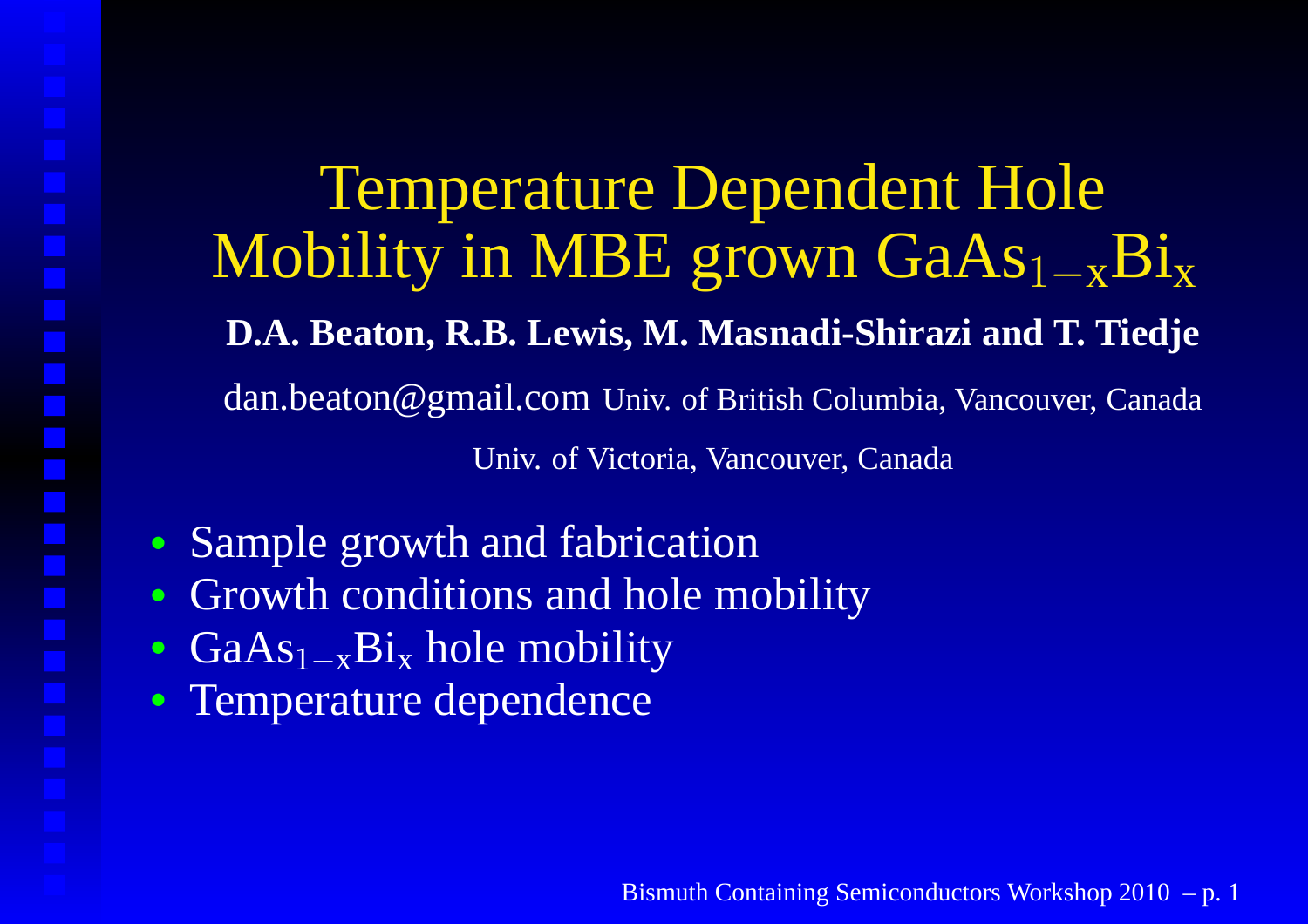# Temperature Dependent Hole Mobility in MBE grown $GaAs_{1-x}Bi_x$

**D.A. Beaton, R.B. Lewis, M. Masnadi-Shirazi and T. Tiedje**

dan.beaton@gmail.com Univ. of British Columbia, Vancouver, Canada

Univ. of Victoria, Vancouver, Canada

- Sample growth and fabrication
- Growth conditions and hole mobility
- $GaAs_{1-x}Bi_x$ hole mobility
- Temperature dependence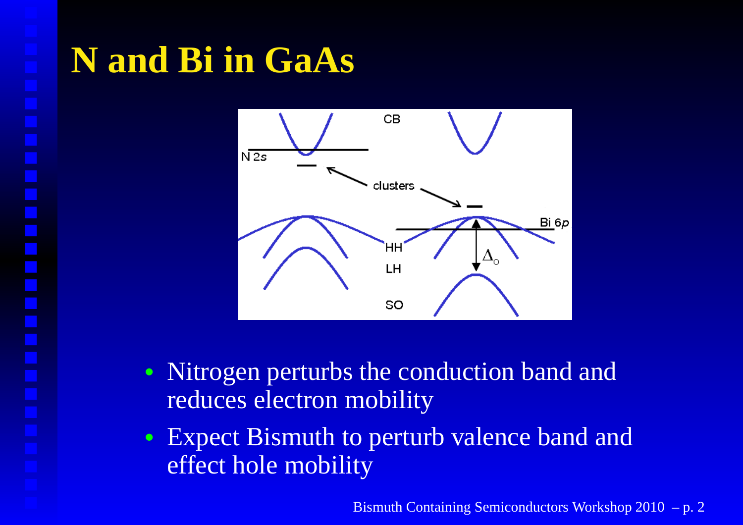# N and Bi in GaAs

- Nitrogen perturbs the conduction band and reduces electron mobility
- Expect Bismuth to perturb valence band and effect hole mobility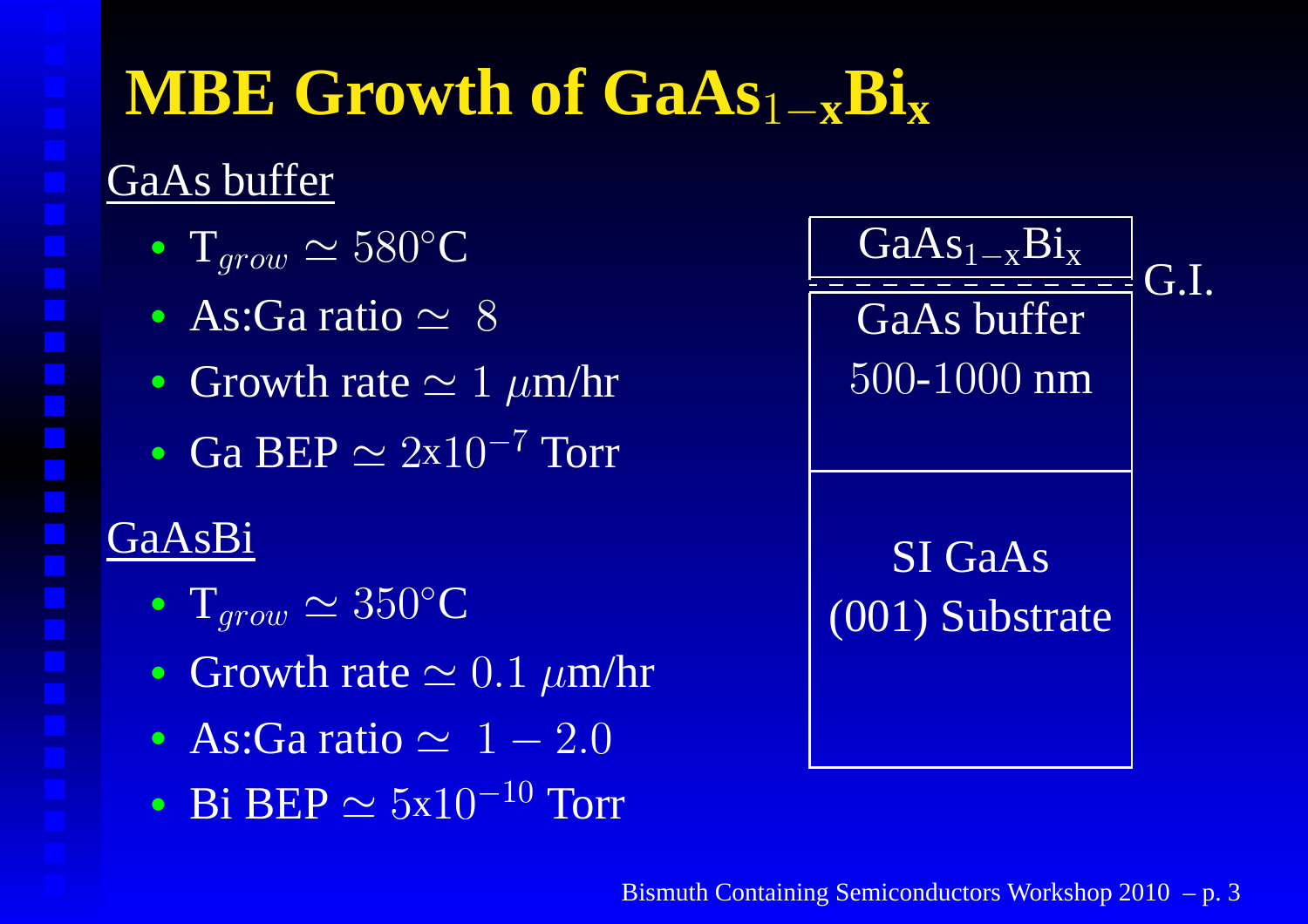# MBE Growth of $GaAs_{1-x}Bi_x$

GaAs buffer

- $T_{grow} \simeq 580°C$
- As:Ga ratio $\simeq$ 8
- Growth rate $\simeq 1\ \mu m/hr$
- Ga BEP $\simeq 2x10^{-7}$ Torr

GaAsBi

- $T_{grow} \simeq 350°C$
- Growth rate $\simeq 0.1\ \mu m/hr$
- As:Ga ratio $\simeq 1 - 2.0$
- Bi BEP $\simeq 5x10^{-10}$ Torr

| Layer structure |
| --- |
| $GaAs_{1-x}Bi_x$ |
| G.I. |
| GaAs buffer 500-1000 nm |
| SI GaAs (001) Substrate |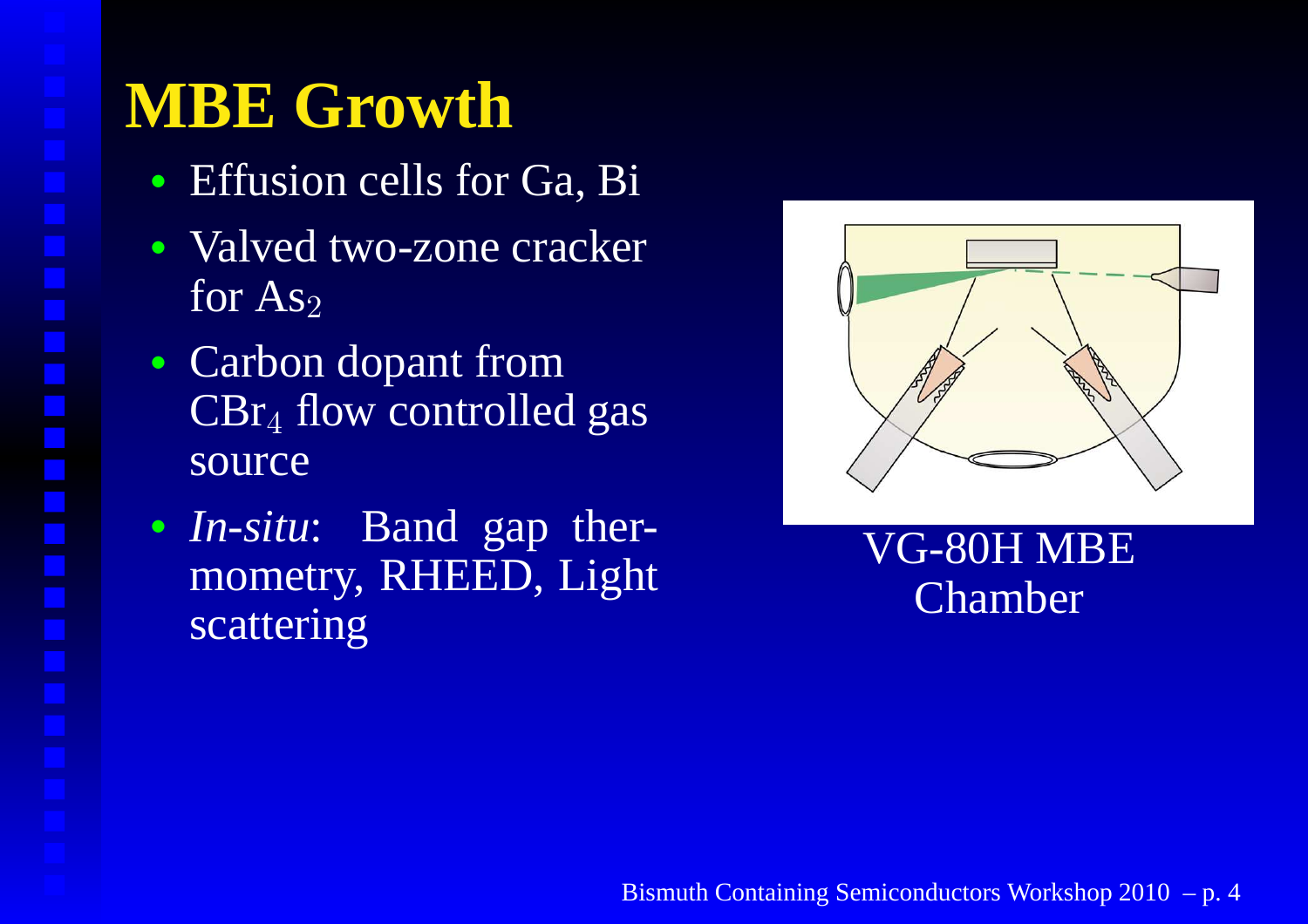# MBE Growth

- Effusion cells for Ga, Bi
- Valved two-zone cracker for $As_2$
- Carbon dopant from $CBr_4$ flow controlled gas source
- *In-situ*: Band gap thermometry, RHEED, Light scattering

VG-80H MBE Chamber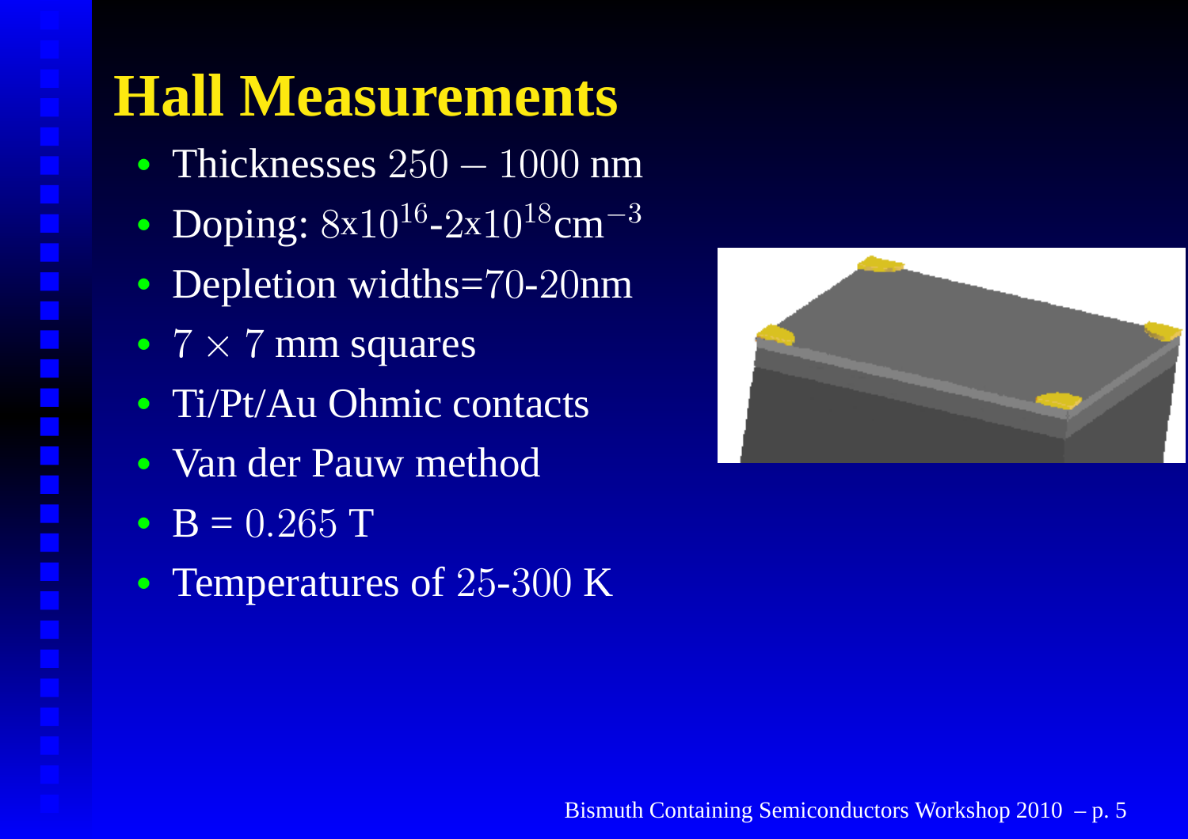# Hall Measurements

- Thicknesses $250 - 1000$ nm
- Doping: $8\text{x}10^{16}$-$2\text{x}10^{18}\text{cm}^{-3}$
- Depletion widths=70-20nm
- $7 \times 7$ mm squares
- Ti/Pt/Au Ohmic contacts
- Van der Pauw method
- B = 0.265 T
- Temperatures of 25-300 K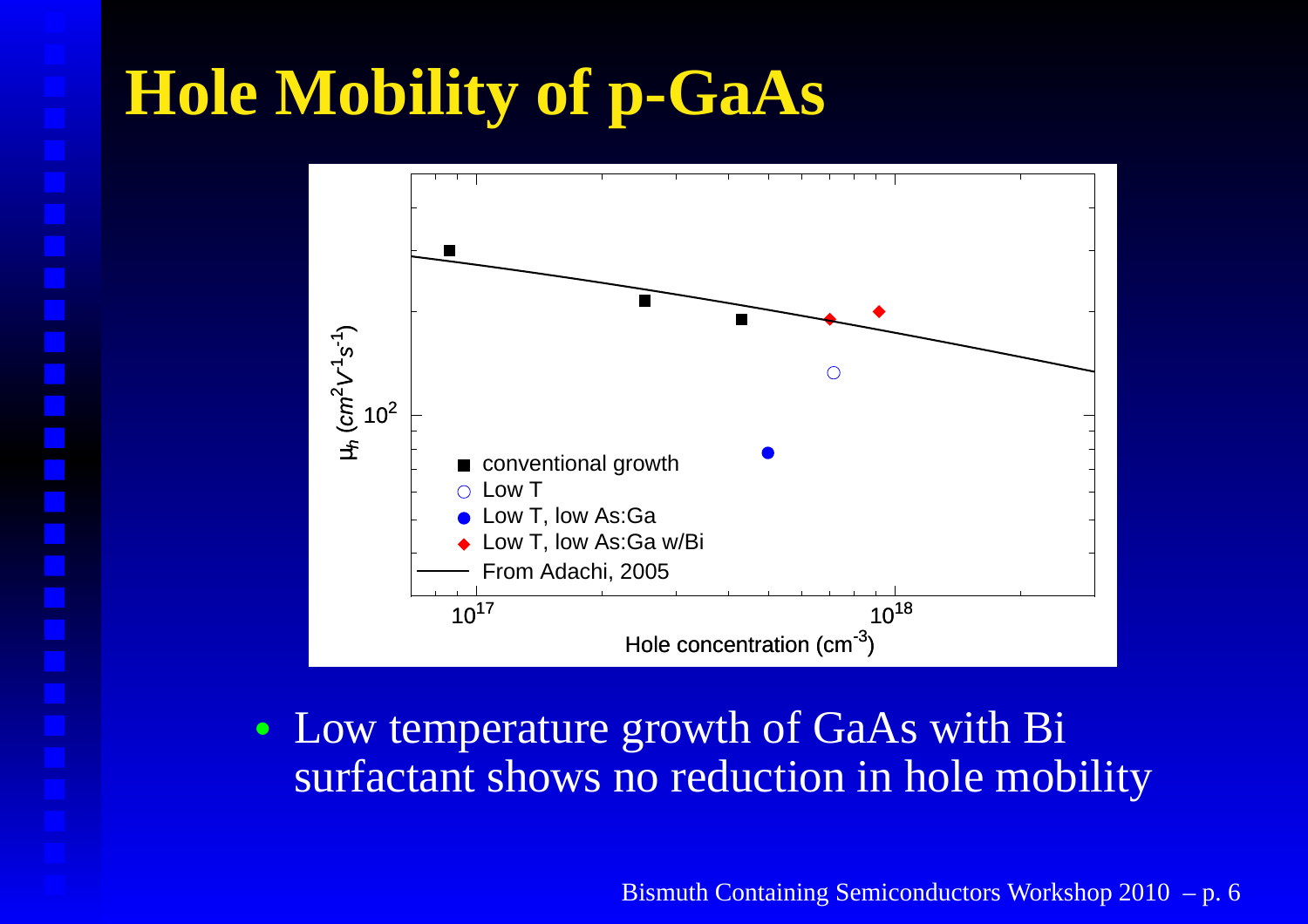# Hole Mobility of p-GaAs

- Low temperature growth of GaAs with Bi surfactant shows no reduction in hole mobility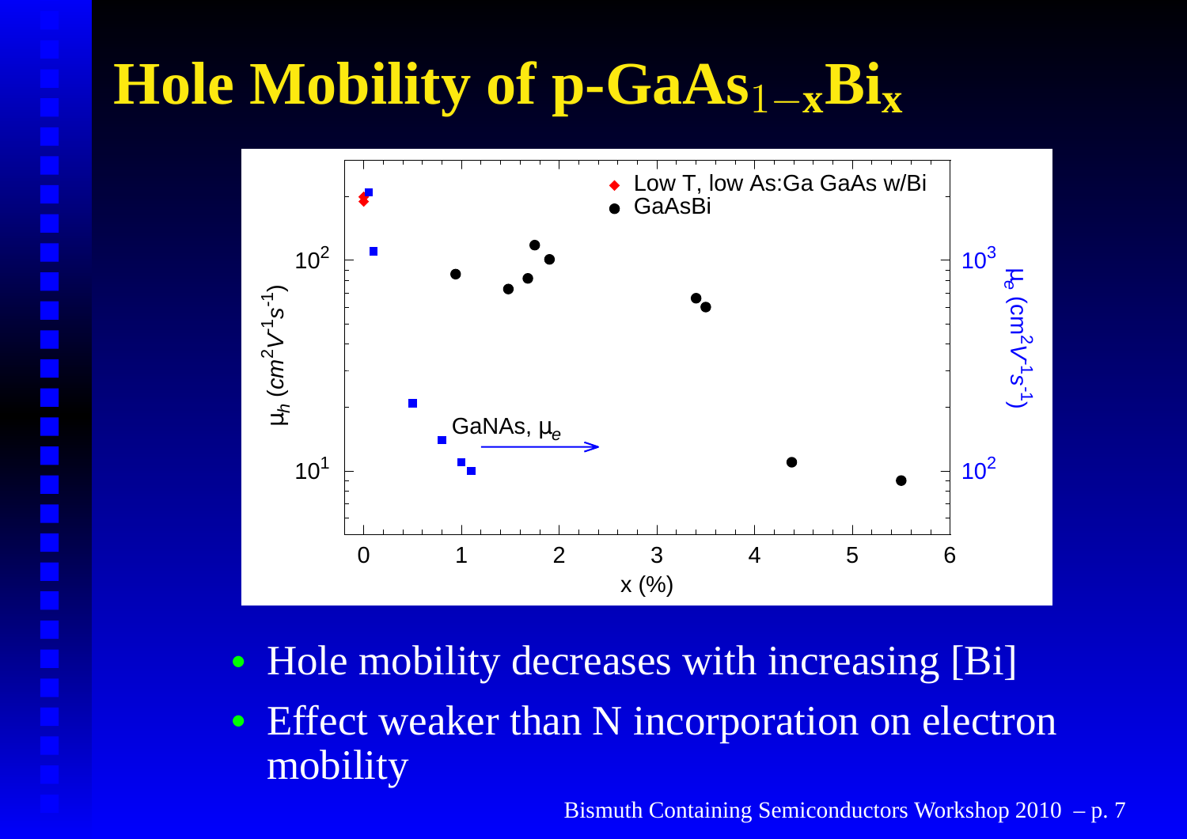# Hole Mobility of p-$GaAs_{1-x}Bi_x$

- Hole mobility decreases with increasing [Bi]
- Effect weaker than N incorporation on electron mobility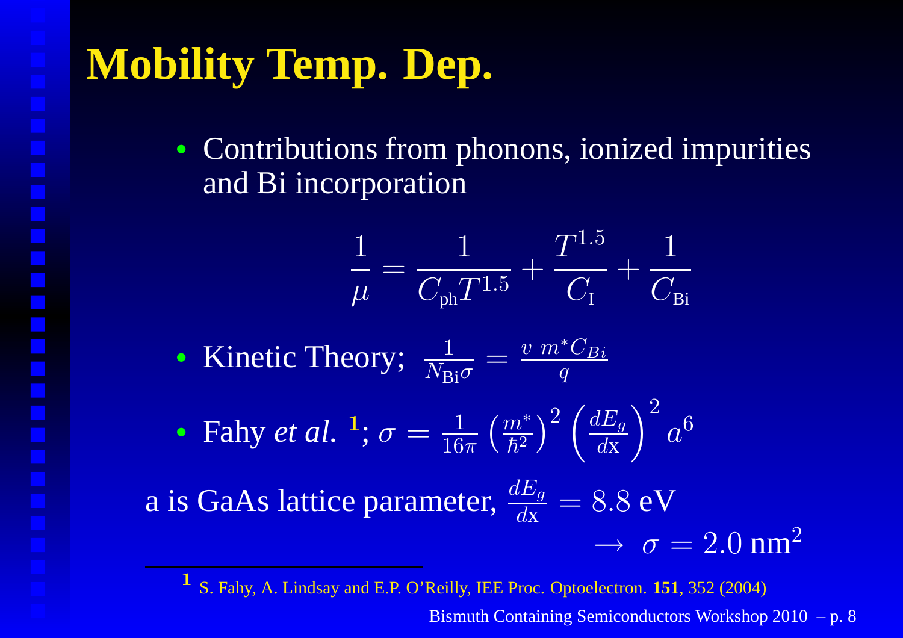# Mobility Temp. Dep.

- Contributions from phonons, ionized impurities and Bi incorporation

$$\frac{1}{\mu} = \frac{1}{C_{\text{ph}} T^{1.5}} + \frac{T^{1.5}}{C_{\text{I}}} + \frac{1}{C_{\text{Bi}}}$$

- Kinetic Theory; $\frac{1}{N_{\text{Bi}}\sigma} = \frac{v\ m^* C_{Bi}}{q}$
- Fahy *et al.* [1]; $\sigma = \frac{1}{16\pi}\left(\frac{m^*}{\hbar^2}\right)^2 \left(\frac{dE_g}{d\text{x}}\right)^2 a^6$

a is GaAs lattice parameter, $\frac{dE_g}{d\text{x}} = 8.8$ eV

$$\rightarrow\ \sigma = 2.0\ \text{nm}^2$$

[1] S. Fahy, A. Lindsay and E.P. O'Reilly, IEE Proc. Optoelectron. **151**, 352 (2004)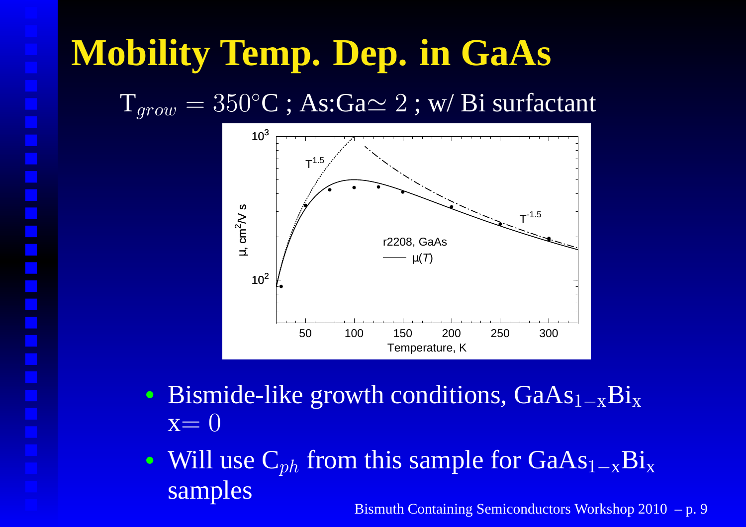# Mobility Temp. Dep. in GaAs

$T_{grow} = 350°C$ ; As:Ga$\simeq 2$ ; w/ Bi surfactant

- Bismide-like growth conditions, $GaAs_{1-x}Bi_x$ $x = 0$
- Will use $C_{ph}$ from this sample for $GaAs_{1-x}Bi_x$ samples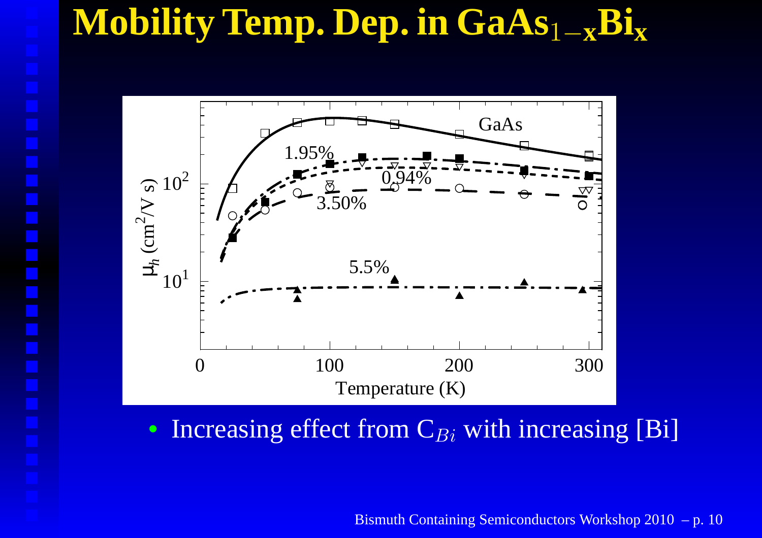# Mobility Temp. Dep. in $GaAs_{1-x}Bi_x$

- Increasing effect from $C_{Bi}$ with increasing [Bi]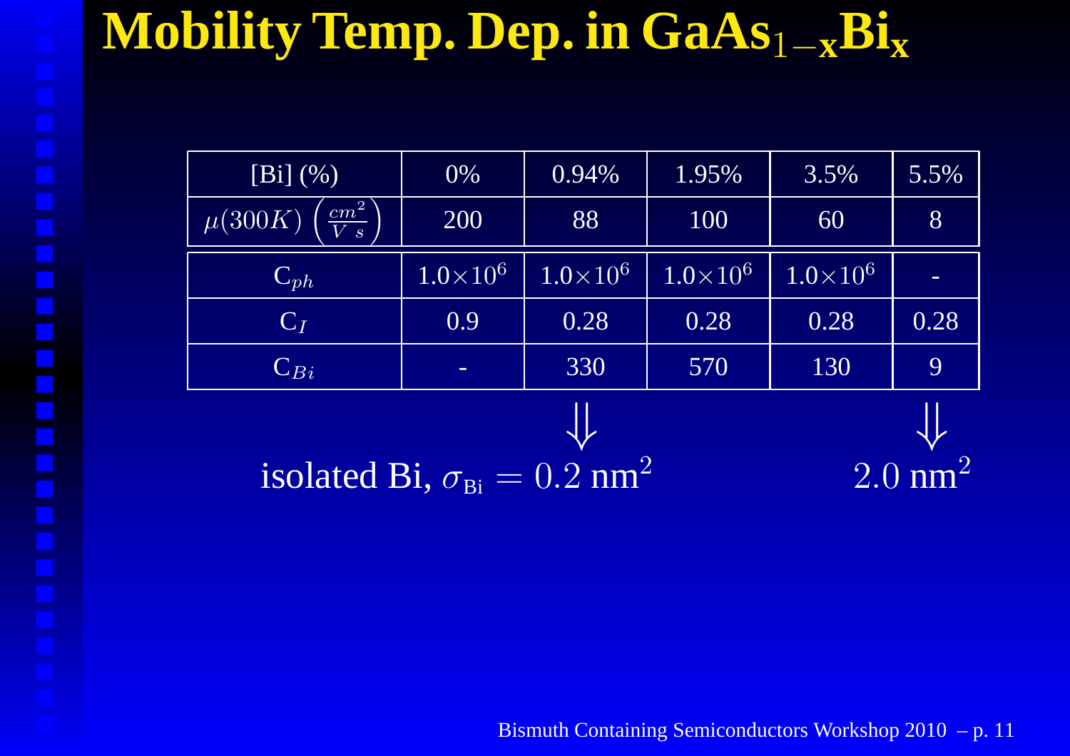# Mobility Temp. Dep. in $GaAs_{1-x}Bi_x$

| [Bi] (%) | 0% | 0.94% | 1.95% | 3.5% | 5.5% |
|---|---|---|---|---|---|
| $\mu(300K)$ $\left(\frac{cm^2}{V\ s}\right)$ | 200 | 88 | 100 | 60 | 8 |
| $C_{ph}$ | $1.0\times10^6$ | $1.0\times10^6$ | $1.0\times10^6$ | $1.0\times10^6$ | - |
| $C_I$ | 0.9 | 0.28 | 0.28 | 0.28 | 0.28 |
| $C_{Bi}$ | - | 330 | 570 | 130 | 9 |

$\Downarrow$ isolated Bi, $\sigma_{\text{Bi}} = 0.2\ \text{nm}^2$

$\Downarrow$ $2.0\ \text{nm}^2$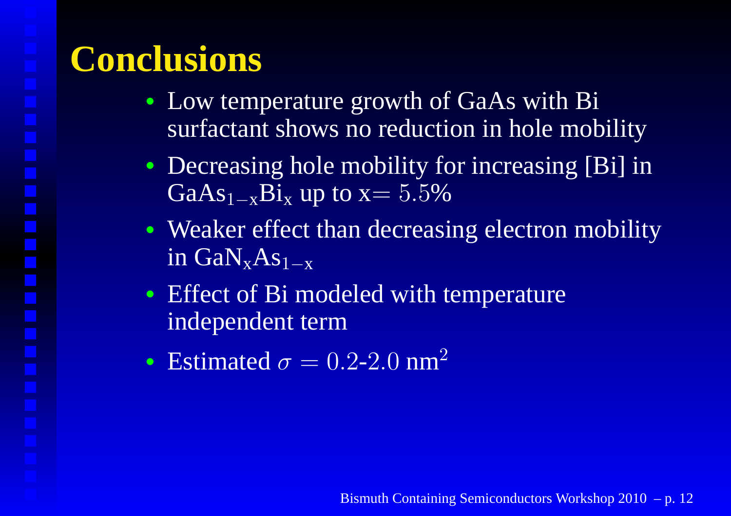# Conclusions

- Low temperature growth of GaAs with Bi surfactant shows no reduction in hole mobility
- Decreasing hole mobility for increasing [Bi] in $GaAs_{1-x}Bi_x$ up to $x = 5.5\%$
- Weaker effect than decreasing electron mobility in $GaN_xAs_{1-x}$
- Effect of Bi modeled with temperature independent term
- Estimated $\sigma = 0.2$-$2.0$ nm$^2$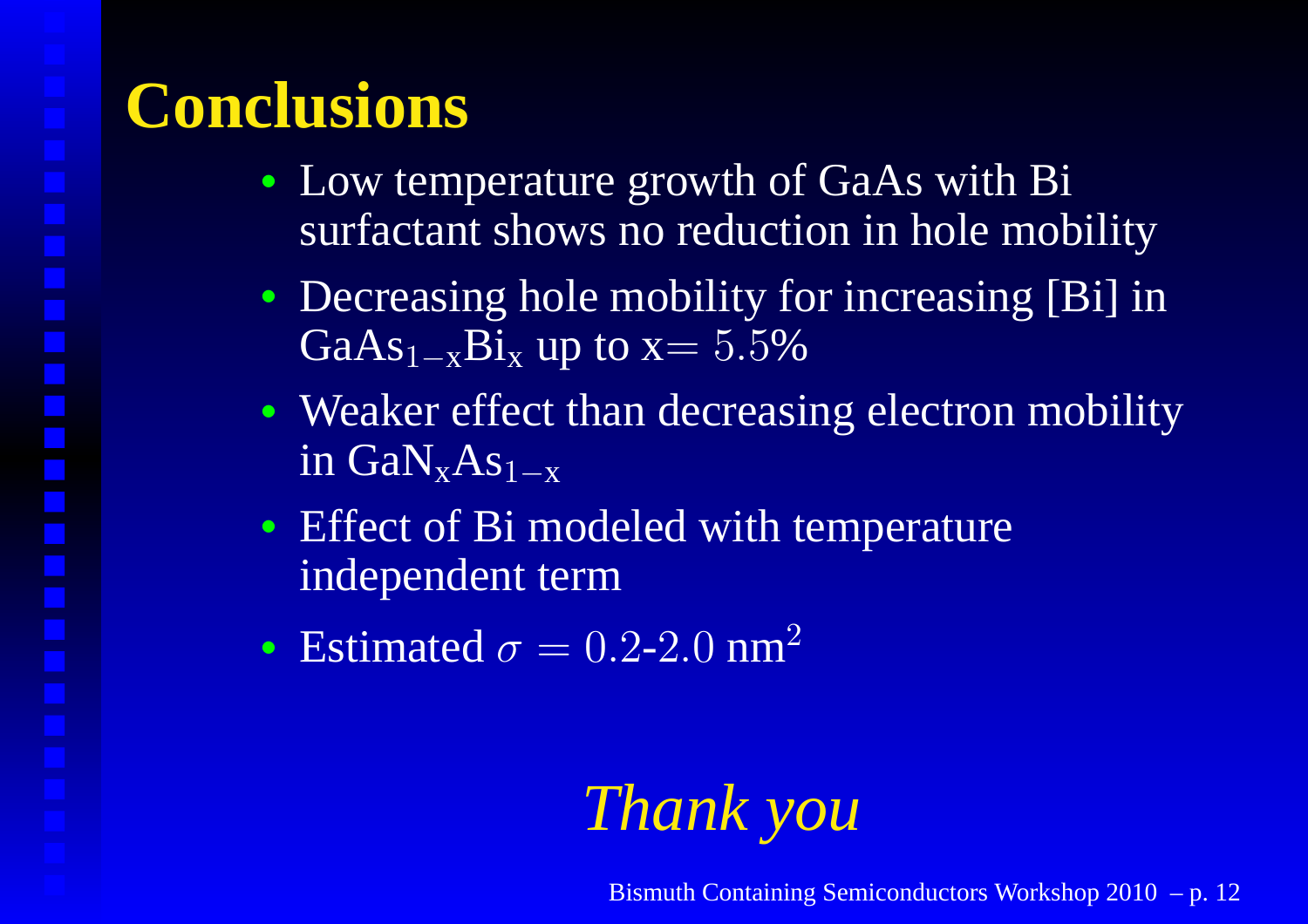# Conclusions

- Low temperature growth of GaAs with Bi surfactant shows no reduction in hole mobility
- Decreasing hole mobility for increasing [Bi] in $GaAs_{1-x}Bi_x$ up to x$= 5.5\%$
- Weaker effect than decreasing electron mobility in $GaN_xAs_{1-x}$
- Effect of Bi modeled with temperature independent term
- Estimated $\sigma = 0.2$-$2.0$ nm$^2$

*Thank you*